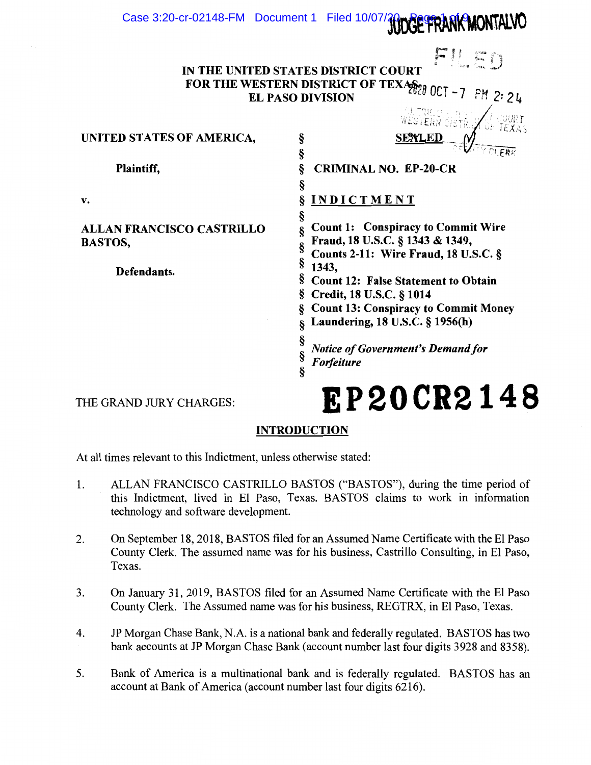IN THE UNITED STATES DISTRICT COURT
FOR THE WESTERN DISTRICT OF TEXAS
EL PASO DIVISION

FILED
2020 OCT -7 PM 2:24

SEALED

| | | |
|---|---|---|
| **UNITED STATES OF AMERICA,** | § | |
| | § | |
| **Plaintiff,** | § | **CRIMINAL NO. EP-20-CR** |
| | § | |
| **v.** | § | **INDICTMENT** |
| | § | |
| **ALLAN FRANCISCO CASTRILLO BASTOS,** | § | **Count 1: Conspiracy to Commit Wire Fraud, 18 U.S.C. § 1343 & 1349,** |
| | § | **Counts 2-11: Wire Fraud, 18 U.S.C. § 1343,** |
| **Defendants.** | § | **Count 12: False Statement to Obtain Credit, 18 U.S.C. § 1014** |
| | § | **Count 13: Conspiracy to Commit Money Laundering, 18 U.S.C. § 1956(h)** |
| | § | |
| | § | ***Notice of Government's Demand for Forfeiture*** |

THE GRAND JURY CHARGES:

**EP20CR2148**

## INTRODUCTION

At all times relevant to this Indictment, unless otherwise stated:

1. ALLAN FRANCISCO CASTRILLO BASTOS ("BASTOS"), during the time period of this Indictment, lived in El Paso, Texas. BASTOS claims to work in information technology and software development.

2. On September 18, 2018, BASTOS filed for an Assumed Name Certificate with the El Paso County Clerk. The assumed name was for his business, Castrillo Consulting, in El Paso, Texas.

3. On January 31, 2019, BASTOS filed for an Assumed Name Certificate with the El Paso County Clerk. The Assumed name was for his business, REGTRX, in El Paso, Texas.

4. JP Morgan Chase Bank, N.A. is a national bank and federally regulated. BASTOS has two bank accounts at JP Morgan Chase Bank (account number last four digits 3928 and 8358).

5. Bank of America is a multinational bank and is federally regulated. BASTOS has an account at Bank of America (account number last four digits 6216).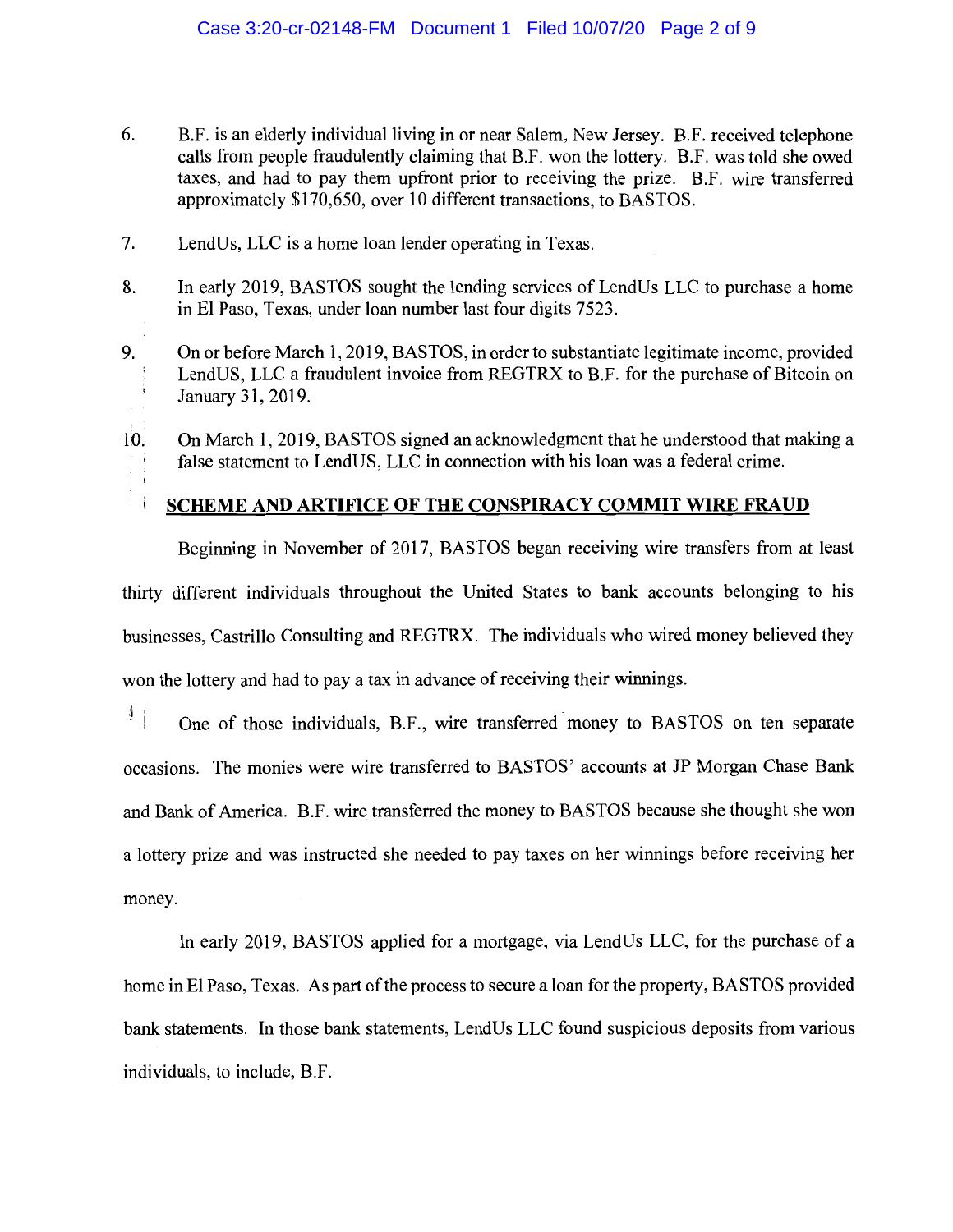6. B.F. is an elderly individual living in or near Salem, New Jersey. B.F. received telephone calls from people fraudulently claiming that B.F. won the lottery. B.F. was told she owed taxes, and had to pay them upfront prior to receiving the prize. B.F. wire transferred approximately $170,650, over 10 different transactions, to BASTOS.

7. LendUs, LLC is a home loan lender operating in Texas.

8. In early 2019, BASTOS sought the lending services of LendUs LLC to purchase a home in El Paso, Texas, under loan number last four digits 7523.

9. On or before March 1, 2019, BASTOS, in order to substantiate legitimate income, provided LendUS, LLC a fraudulent invoice from REGTRX to B.F. for the purchase of Bitcoin on January 31, 2019.

10. On March 1, 2019, BASTOS signed an acknowledgment that he understood that making a false statement to LendUS, LLC in connection with his loan was a federal crime.

**SCHEME AND ARTIFICE OF THE CONSPIRACY COMMIT WIRE FRAUD**

Beginning in November of 2017, BASTOS began receiving wire transfers from at least thirty different individuals throughout the United States to bank accounts belonging to his businesses, Castrillo Consulting and REGTRX. The individuals who wired money believed they won the lottery and had to pay a tax in advance of receiving their winnings.

One of those individuals, B.F., wire transferred money to BASTOS on ten separate occasions. The monies were wire transferred to BASTOS' accounts at JP Morgan Chase Bank and Bank of America. B.F. wire transferred the money to BASTOS because she thought she won a lottery prize and was instructed she needed to pay taxes on her winnings before receiving her money.

In early 2019, BASTOS applied for a mortgage, via LendUs LLC, for the purchase of a home in El Paso, Texas. As part of the process to secure a loan for the property, BASTOS provided bank statements. In those bank statements, LendUs LLC found suspicious deposits from various individuals, to include, B.F.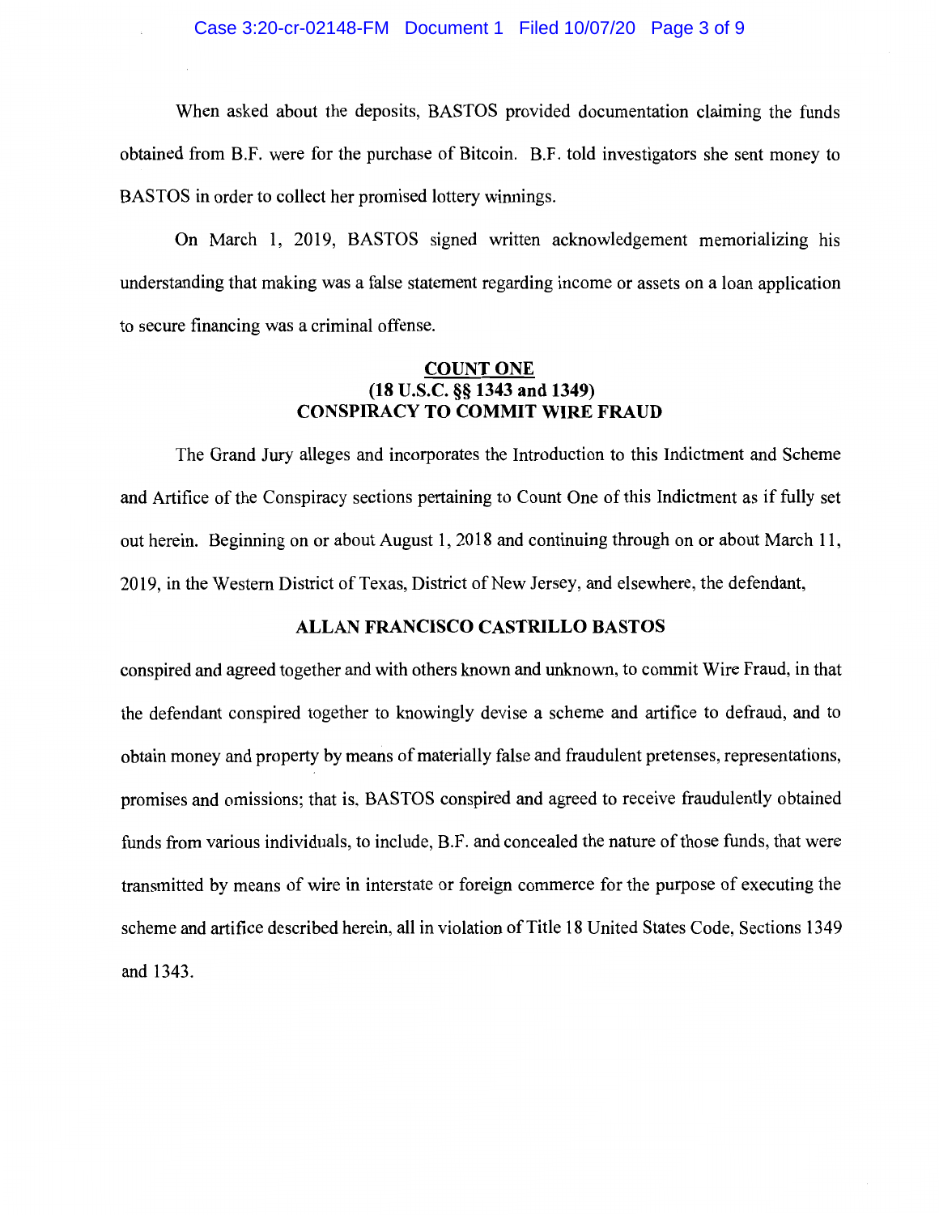When asked about the deposits, BASTOS provided documentation claiming the funds obtained from B.F. were for the purchase of Bitcoin. B.F. told investigators she sent money to BASTOS in order to collect her promised lottery winnings.

On March 1, 2019, BASTOS signed written acknowledgement memorializing his understanding that making was a false statement regarding income or assets on a loan application to secure financing was a criminal offense.

**COUNT ONE**
**(18 U.S.C. §§ 1343 and 1349)**
**CONSPIRACY TO COMMIT WIRE FRAUD**

The Grand Jury alleges and incorporates the Introduction to this Indictment and Scheme and Artifice of the Conspiracy sections pertaining to Count One of this Indictment as if fully set out herein. Beginning on or about August 1, 2018 and continuing through on or about March 11, 2019, in the Western District of Texas, District of New Jersey, and elsewhere, the defendant,

**ALLAN FRANCISCO CASTRILLO BASTOS**

conspired and agreed together and with others known and unknown, to commit Wire Fraud, in that the defendant conspired together to knowingly devise a scheme and artifice to defraud, and to obtain money and property by means of materially false and fraudulent pretenses, representations, promises and omissions; that is, BASTOS conspired and agreed to receive fraudulently obtained funds from various individuals, to include, B.F. and concealed the nature of those funds, that were transmitted by means of wire in interstate or foreign commerce for the purpose of executing the scheme and artifice described herein, all in violation of Title 18 United States Code, Sections 1349 and 1343.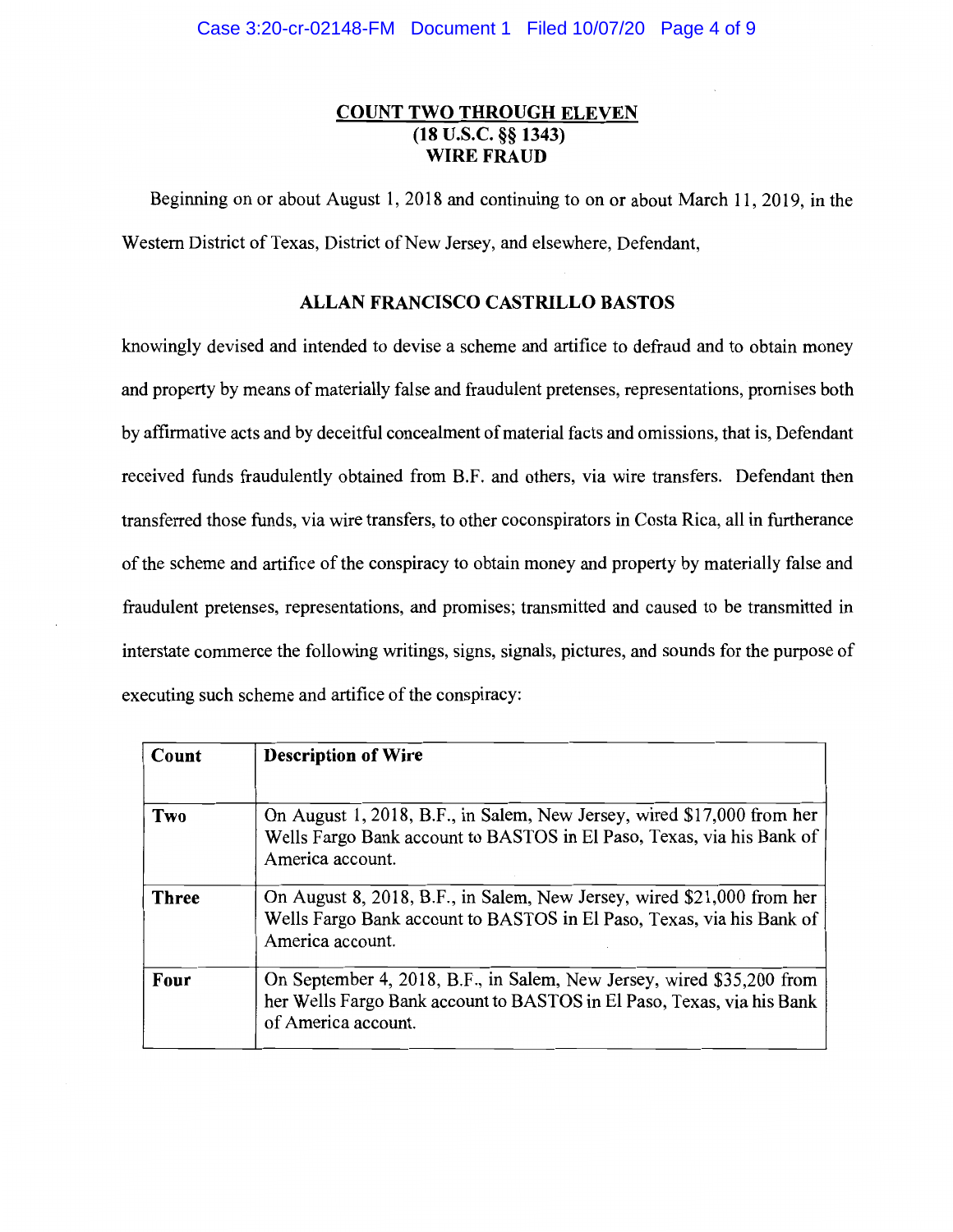## COUNT TWO THROUGH ELEVEN
## (18 U.S.C. §§ 1343)
## WIRE FRAUD

Beginning on or about August 1, 2018 and continuing to on or about March 11, 2019, in the Western District of Texas, District of New Jersey, and elsewhere, Defendant,

**ALLAN FRANCISCO CASTRILLO BASTOS**

knowingly devised and intended to devise a scheme and artifice to defraud and to obtain money and property by means of materially false and fraudulent pretenses, representations, promises both by affirmative acts and by deceitful concealment of material facts and omissions, that is, Defendant received funds fraudulently obtained from B.F. and others, via wire transfers. Defendant then transferred those funds, via wire transfers, to other coconspirators in Costa Rica, all in furtherance of the scheme and artifice of the conspiracy to obtain money and property by materially false and fraudulent pretenses, representations, and promises; transmitted and caused to be transmitted in interstate commerce the following writings, signs, signals, pictures, and sounds for the purpose of executing such scheme and artifice of the conspiracy:

| Count | Description of Wire |
|---|---|
| Two | On August 1, 2018, B.F., in Salem, New Jersey, wired $17,000 from her Wells Fargo Bank account to BASTOS in El Paso, Texas, via his Bank of America account. |
| Three | On August 8, 2018, B.F., in Salem, New Jersey, wired $21,000 from her Wells Fargo Bank account to BASTOS in El Paso, Texas, via his Bank of America account. |
| Four | On September 4, 2018, B.F., in Salem, New Jersey, wired $35,200 from her Wells Fargo Bank account to BASTOS in El Paso, Texas, via his Bank of America account. |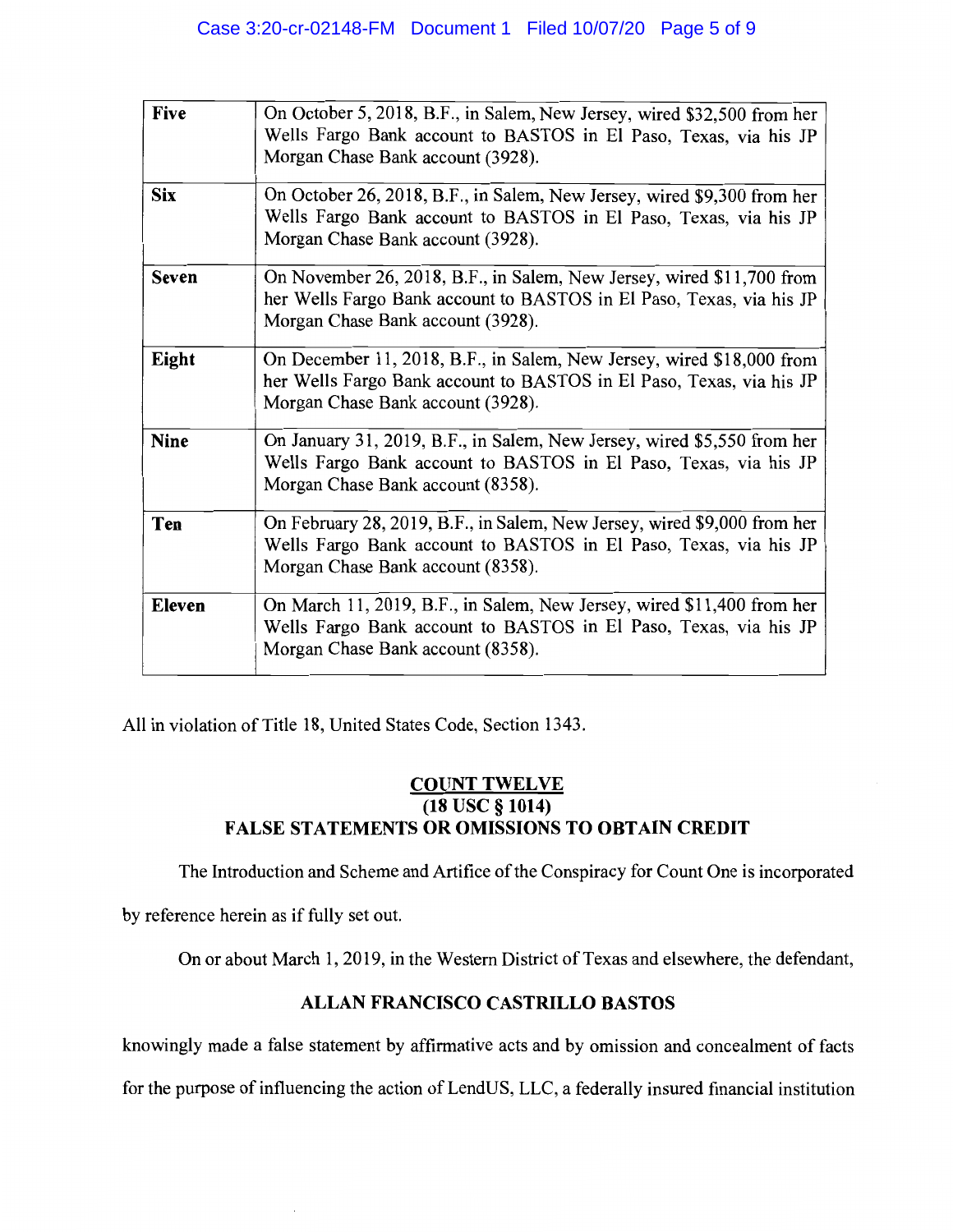| | |
|---|---|
| **Five** | On October 5, 2018, B.F., in Salem, New Jersey, wired $32,500 from her Wells Fargo Bank account to BASTOS in El Paso, Texas, via his JP Morgan Chase Bank account (3928). |
| **Six** | On October 26, 2018, B.F., in Salem, New Jersey, wired $9,300 from her Wells Fargo Bank account to BASTOS in El Paso, Texas, via his JP Morgan Chase Bank account (3928). |
| **Seven** | On November 26, 2018, B.F., in Salem, New Jersey, wired $11,700 from her Wells Fargo Bank account to BASTOS in El Paso, Texas, via his JP Morgan Chase Bank account (3928). |
| **Eight** | On December 11, 2018, B.F., in Salem, New Jersey, wired $18,000 from her Wells Fargo Bank account to BASTOS in El Paso, Texas, via his JP Morgan Chase Bank account (3928). |
| **Nine** | On January 31, 2019, B.F., in Salem, New Jersey, wired $5,550 from her Wells Fargo Bank account to BASTOS in El Paso, Texas, via his JP Morgan Chase Bank account (8358). |
| **Ten** | On February 28, 2019, B.F., in Salem, New Jersey, wired $9,000 from her Wells Fargo Bank account to BASTOS in El Paso, Texas, via his JP Morgan Chase Bank account (8358). |
| **Eleven** | On March 11, 2019, B.F., in Salem, New Jersey, wired $11,400 from her Wells Fargo Bank account to BASTOS in El Paso, Texas, via his JP Morgan Chase Bank account (8358). |

All in violation of Title 18, United States Code, Section 1343.

## COUNT TWELVE
## (18 USC § 1014)
## FALSE STATEMENTS OR OMISSIONS TO OBTAIN CREDIT

The Introduction and Scheme and Artifice of the Conspiracy for Count One is incorporated by reference herein as if fully set out.

On or about March 1, 2019, in the Western District of Texas and elsewhere, the defendant,

**ALLAN FRANCISCO CASTRILLO BASTOS**

knowingly made a false statement by affirmative acts and by omission and concealment of facts for the purpose of influencing the action of LendUS, LLC, a federally insured financial institution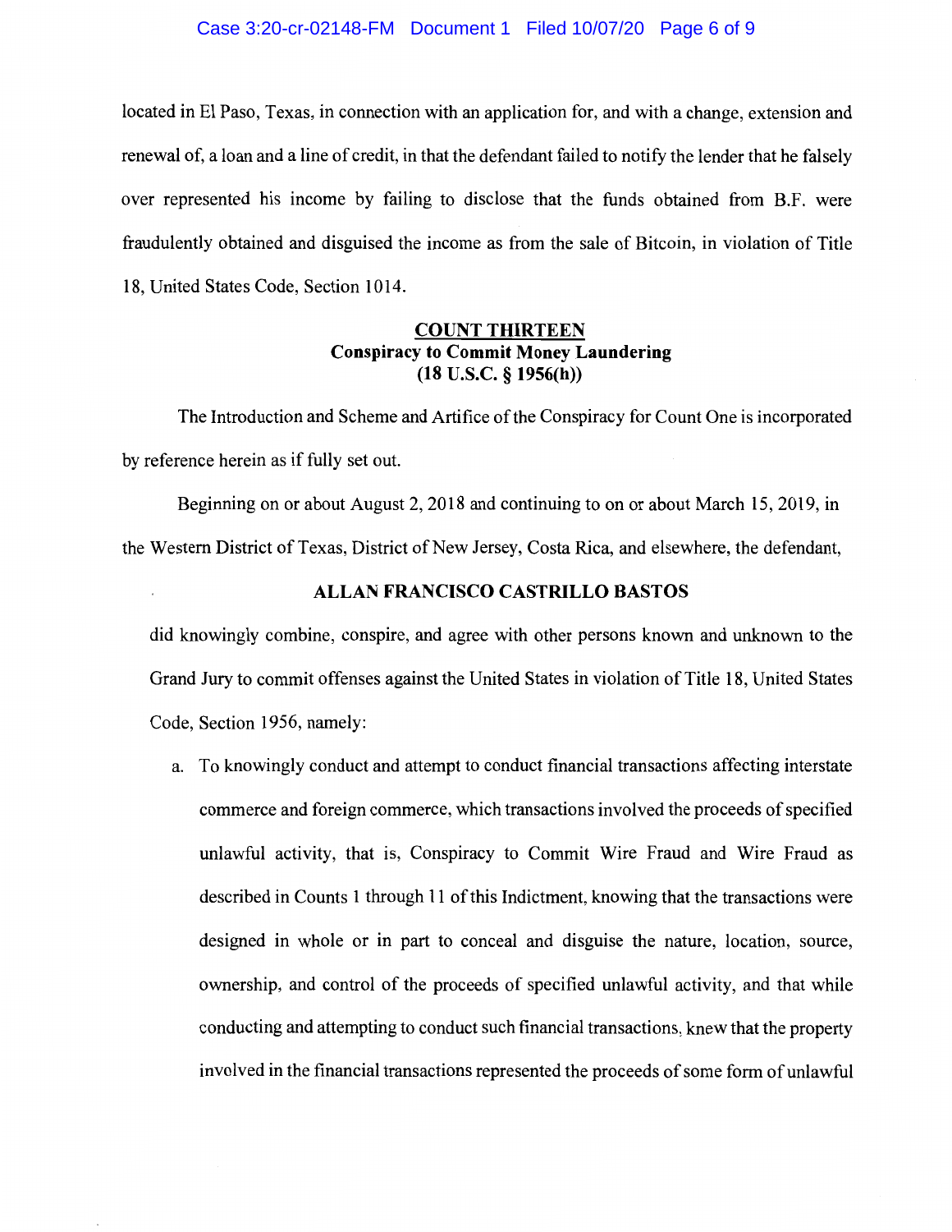located in El Paso, Texas, in connection with an application for, and with a change, extension and renewal of, a loan and a line of credit, in that the defendant failed to notify the lender that he falsely over represented his income by failing to disclose that the funds obtained from B.F. were fraudulently obtained and disguised the income as from the sale of Bitcoin, in violation of Title 18, United States Code, Section 1014.

**COUNT THIRTEEN**
**Conspiracy to Commit Money Laundering**
**(18 U.S.C. § 1956(h))**

The Introduction and Scheme and Artifice of the Conspiracy for Count One is incorporated by reference herein as if fully set out.

Beginning on or about August 2, 2018 and continuing to on or about March 15, 2019, in the Western District of Texas, District of New Jersey, Costa Rica, and elsewhere, the defendant,

**ALLAN FRANCISCO CASTRILLO BASTOS**

did knowingly combine, conspire, and agree with other persons known and unknown to the Grand Jury to commit offenses against the United States in violation of Title 18, United States Code, Section 1956, namely:

a. To knowingly conduct and attempt to conduct financial transactions affecting interstate commerce and foreign commerce, which transactions involved the proceeds of specified unlawful activity, that is, Conspiracy to Commit Wire Fraud and Wire Fraud as described in Counts 1 through 11 of this Indictment, knowing that the transactions were designed in whole or in part to conceal and disguise the nature, location, source, ownership, and control of the proceeds of specified unlawful activity, and that while conducting and attempting to conduct such financial transactions, knew that the property involved in the financial transactions represented the proceeds of some form of unlawful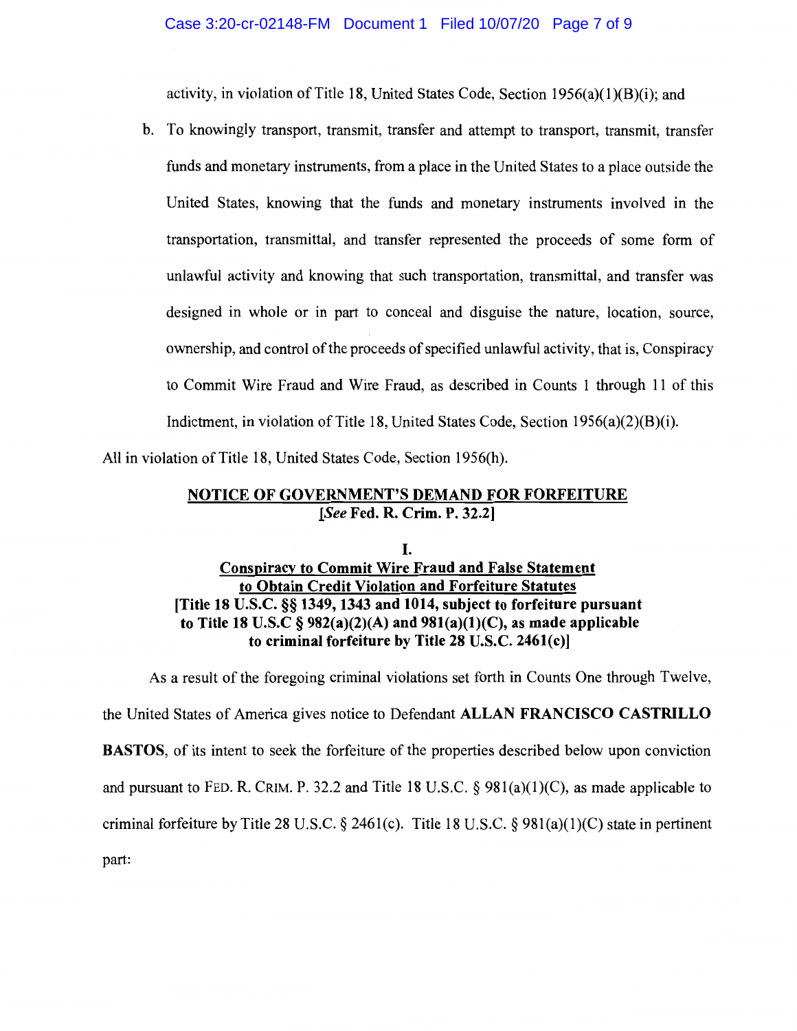activity, in violation of Title 18, United States Code, Section 1956(a)(1)(B)(i); and

b. To knowingly transport, transmit, transfer and attempt to transport, transmit, transfer funds and monetary instruments, from a place in the United States to a place outside the United States, knowing that the funds and monetary instruments involved in the transportation, transmittal, and transfer represented the proceeds of some form of unlawful activity and knowing that such transportation, transmittal, and transfer was designed in whole or in part to conceal and disguise the nature, location, source, ownership, and control of the proceeds of specified unlawful activity, that is, Conspiracy to Commit Wire Fraud and Wire Fraud, as described in Counts 1 through 11 of this Indictment, in violation of Title 18, United States Code, Section 1956(a)(2)(B)(i).

All in violation of Title 18, United States Code, Section 1956(h).

**NOTICE OF GOVERNMENT'S DEMAND FOR FORFEITURE**
**[*See* Fed. R. Crim. P. 32.2]**

**I.**

**Conspiracy to Commit Wire Fraud and False Statement to Obtain Credit Violation and Forfeiture Statutes**
**[Title 18 U.S.C. §§ 1349, 1343 and 1014, subject to forfeiture pursuant to Title 18 U.S.C § 982(a)(2)(A) and 981(a)(1)(C), as made applicable to criminal forfeiture by Title 28 U.S.C. 2461(c)]**

As a result of the foregoing criminal violations set forth in Counts One through Twelve, the United States of America gives notice to Defendant **ALLAN FRANCISCO CASTRILLO BASTOS**, of its intent to seek the forfeiture of the properties described below upon conviction and pursuant to FED. R. CRIM. P. 32.2 and Title 18 U.S.C. § 981(a)(1)(C), as made applicable to criminal forfeiture by Title 28 U.S.C. § 2461(c). Title 18 U.S.C. § 981(a)(1)(C) state in pertinent part: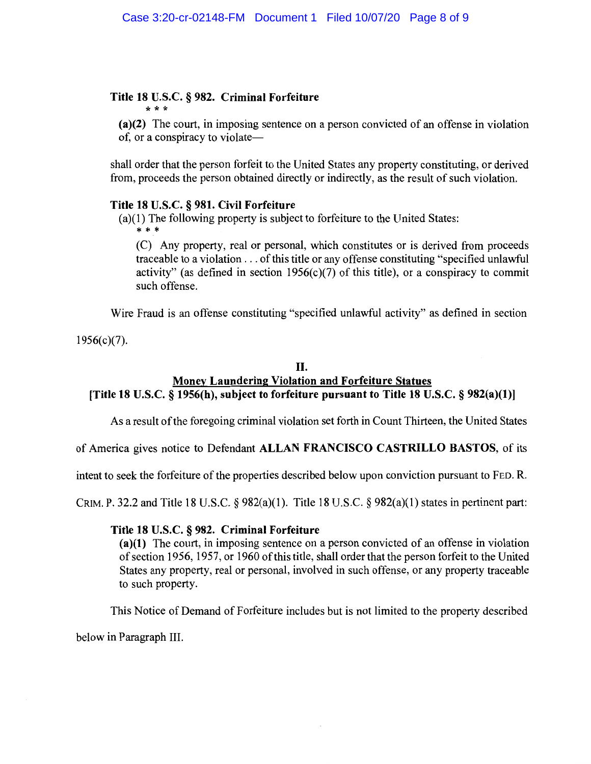**Title 18 U.S.C. § 982. Criminal Forfeiture**

\* \* \*

**(a)(2)** The court, in imposing sentence on a person convicted of an offense in violation of, or a conspiracy to violate—

shall order that the person forfeit to the United States any property constituting, or derived from, proceeds the person obtained directly or indirectly, as the result of such violation.

**Title 18 U.S.C. § 981. Civil Forfeiture**

(a)(1) The following property is subject to forfeiture to the United States:

\* \* \*

(C) Any property, real or personal, which constitutes or is derived from proceeds traceable to a violation . . . of this title or any offense constituting "specified unlawful activity" (as defined in section 1956(c)(7) of this title), or a conspiracy to commit such offense.

Wire Fraud is an offense constituting "specified unlawful activity" as defined in section 1956(c)(7).

## II.

## Money Laundering Violation and Forfeiture Statues
## [Title 18 U.S.C. § 1956(h), subject to forfeiture pursuant to Title 18 U.S.C. § 982(a)(1)]

As a result of the foregoing criminal violation set forth in Count Thirteen, the United States of America gives notice to Defendant **ALLAN FRANCISCO CASTRILLO BASTOS**, of its intent to seek the forfeiture of the properties described below upon conviction pursuant to FED. R. CRIM. P. 32.2 and Title 18 U.S.C. § 982(a)(1). Title 18 U.S.C. § 982(a)(1) states in pertinent part:

**Title 18 U.S.C. § 982. Criminal Forfeiture**

**(a)(1)** The court, in imposing sentence on a person convicted of an offense in violation of section 1956, 1957, or 1960 of this title, shall order that the person forfeit to the United States any property, real or personal, involved in such offense, or any property traceable to such property.

This Notice of Demand of Forfeiture includes but is not limited to the property described below in Paragraph III.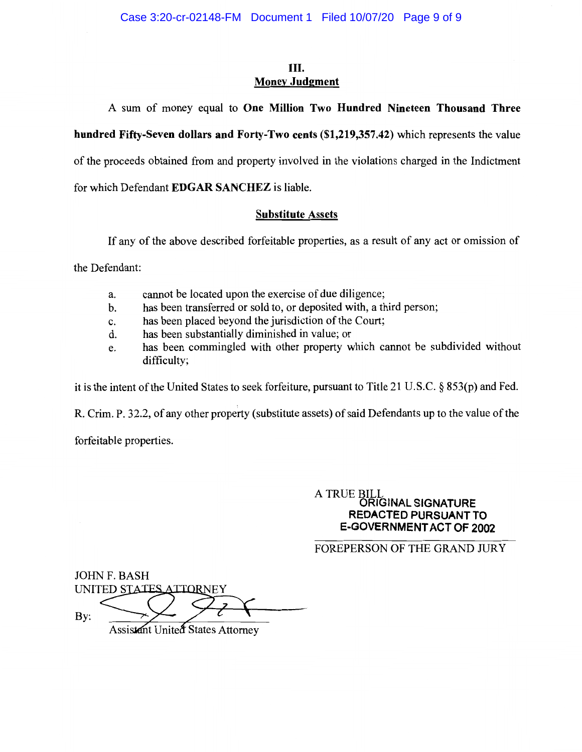## III.
## Money Judgment

A sum of money equal to **One Million Two Hundred Nineteen Thousand Three hundred Fifty-Seven dollars and Forty-Two cents ($1,219,357.42)** which represents the value of the proceeds obtained from and property involved in the violations charged in the Indictment for which Defendant **EDGAR SANCHEZ** is liable.

## Substitute Assets

If any of the above described forfeitable properties, as a result of any act or omission of the Defendant:

a. cannot be located upon the exercise of due diligence;
b. has been transferred or sold to, or deposited with, a third person;
c. has been placed beyond the jurisdiction of the Court;
d. has been substantially diminished in value; or
e. has been commingled with other property which cannot be subdivided without difficulty;

it is the intent of the United States to seek forfeiture, pursuant to Title 21 U.S.C. § 853(p) and Fed. R. Crim. P. 32.2, of any other property (substitute assets) of said Defendants up to the value of the forfeitable properties.

A TRUE BILL

**ORIGINAL SIGNATURE REDACTED PURSUANT TO E-GOVERNMENT ACT OF 2002**

FOREPERSON OF THE GRAND JURY

JOHN F. BASH
UNITED STATES ATTORNEY

By: ______________________
Assistant United States Attorney